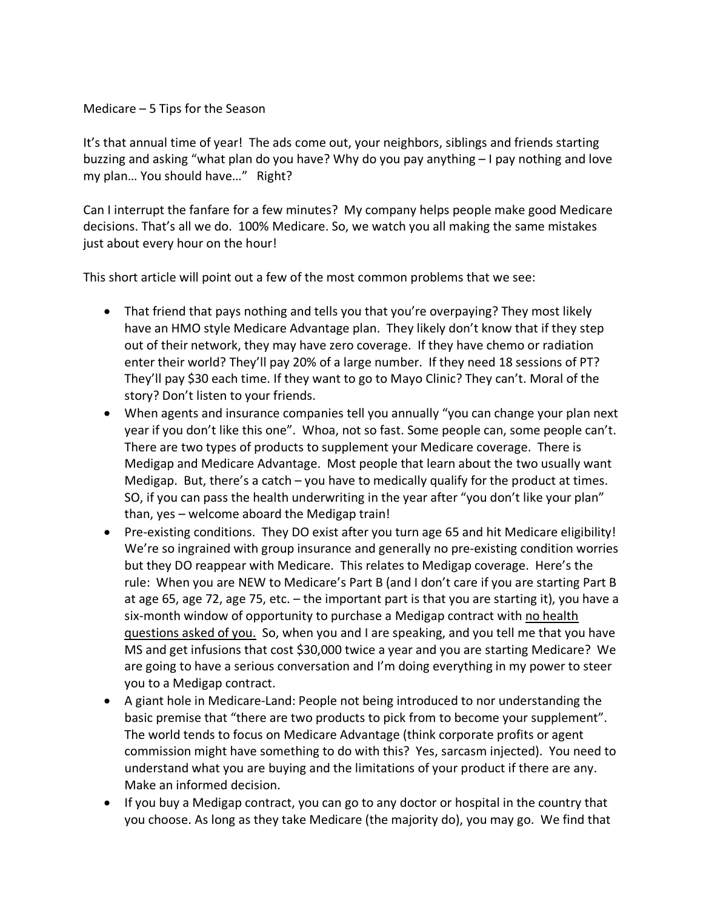Medicare – 5 Tips for the Season

It's that annual time of year! The ads come out, your neighbors, siblings and friends starting buzzing and asking "what plan do you have? Why do you pay anything – I pay nothing and love my plan… You should have…" Right?

Can I interrupt the fanfare for a few minutes? My company helps people make good Medicare decisions. That's all we do. 100% Medicare. So, we watch you all making the same mistakes just about every hour on the hour!

This short article will point out a few of the most common problems that we see:

- That friend that pays nothing and tells you that you're overpaying? They most likely have an HMO style Medicare Advantage plan. They likely don't know that if they step out of their network, they may have zero coverage. If they have chemo or radiation enter their world? They'll pay 20% of a large number. If they need 18 sessions of PT? They'll pay $30 each time. If they want to go to Mayo Clinic? They can't. Moral of the story? Don't listen to your friends.
- When agents and insurance companies tell you annually "you can change your plan next year if you don't like this one". Whoa, not so fast. Some people can, some people can't. There are two types of products to supplement your Medicare coverage. There is Medigap and Medicare Advantage. Most people that learn about the two usually want Medigap. But, there's a catch – you have to medically qualify for the product at times. SO, if you can pass the health underwriting in the year after "you don't like your plan" than, yes – welcome aboard the Medigap train!
- Pre-existing conditions. They DO exist after you turn age 65 and hit Medicare eligibility! We're so ingrained with group insurance and generally no pre-existing condition worries but they DO reappear with Medicare. This relates to Medigap coverage. Here's the rule: When you are NEW to Medicare's Part B (and I don't care if you are starting Part B at age 65, age 72, age 75, etc. – the important part is that you are starting it), you have a six-month window of opportunity to purchase a Medigap contract with <u>no health questions asked of you.</u> So, when you and I are speaking, and you tell me that you have MS and get infusions that cost $30,000 twice a year and you are starting Medicare? We are going to have a serious conversation and I'm doing everything in my power to steer you to a Medigap contract.
- A giant hole in Medicare-Land: People not being introduced to nor understanding the basic premise that "there are two products to pick from to become your supplement". The world tends to focus on Medicare Advantage (think corporate profits or agent commission might have something to do with this? Yes, sarcasm injected). You need to understand what you are buying and the limitations of your product if there are any. Make an informed decision.
- If you buy a Medigap contract, you can go to any doctor or hospital in the country that you choose. As long as they take Medicare (the majority do), you may go. We find that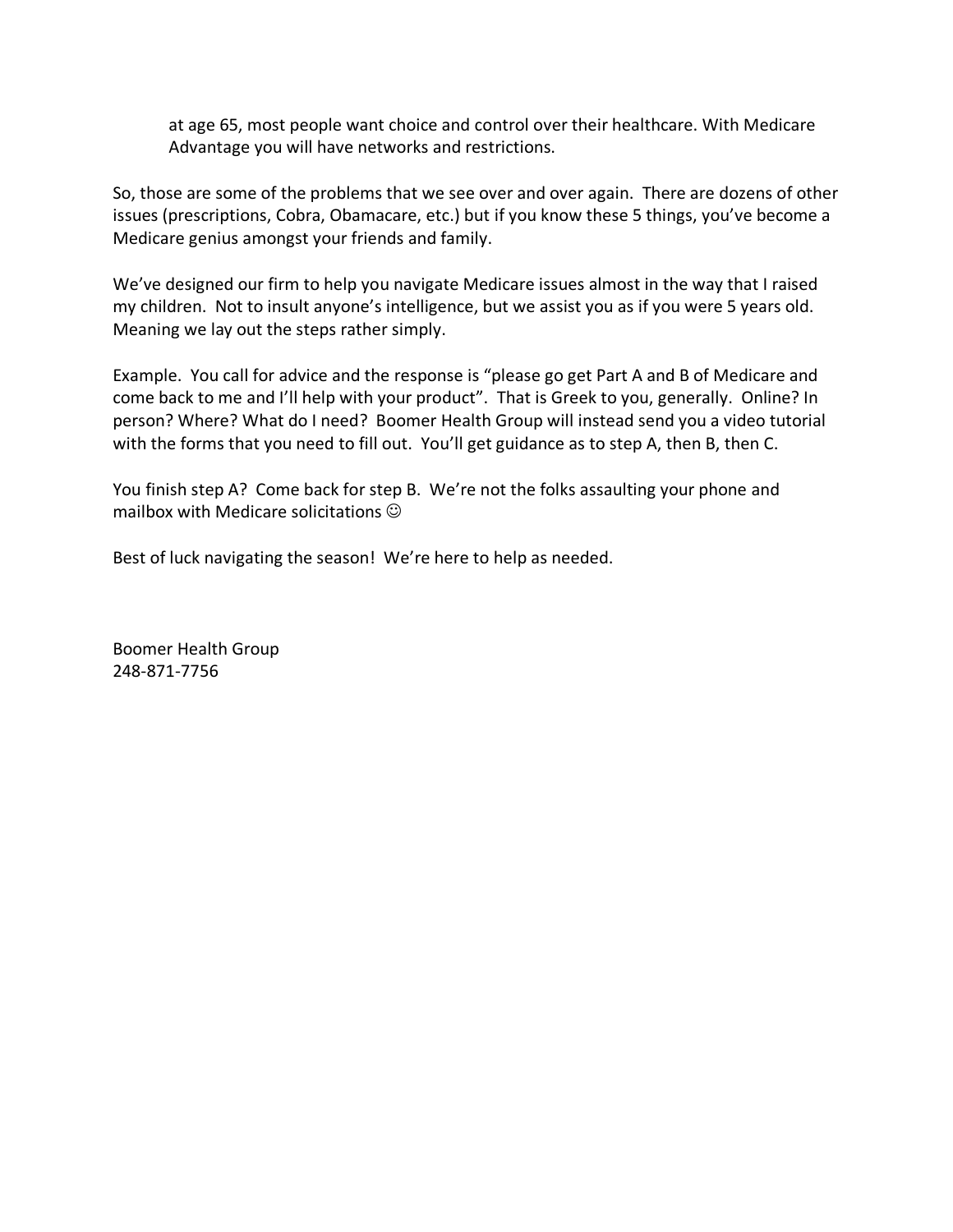at age 65, most people want choice and control over their healthcare. With Medicare Advantage you will have networks and restrictions.

So, those are some of the problems that we see over and over again. There are dozens of other issues (prescriptions, Cobra, Obamacare, etc.) but if you know these 5 things, you've become a Medicare genius amongst your friends and family.

We've designed our firm to help you navigate Medicare issues almost in the way that I raised my children. Not to insult anyone's intelligence, but we assist you as if you were 5 years old. Meaning we lay out the steps rather simply.

Example. You call for advice and the response is "please go get Part A and B of Medicare and come back to me and I'll help with your product". That is Greek to you, generally. Online? In person? Where? What do I need? Boomer Health Group will instead send you a video tutorial with the forms that you need to fill out. You'll get guidance as to step A, then B, then C.

You finish step A? Come back for step B. We're not the folks assaulting your phone and mailbox with Medicare solicitations ☺

Best of luck navigating the season! We're here to help as needed.

Boomer Health Group
248-871-7756